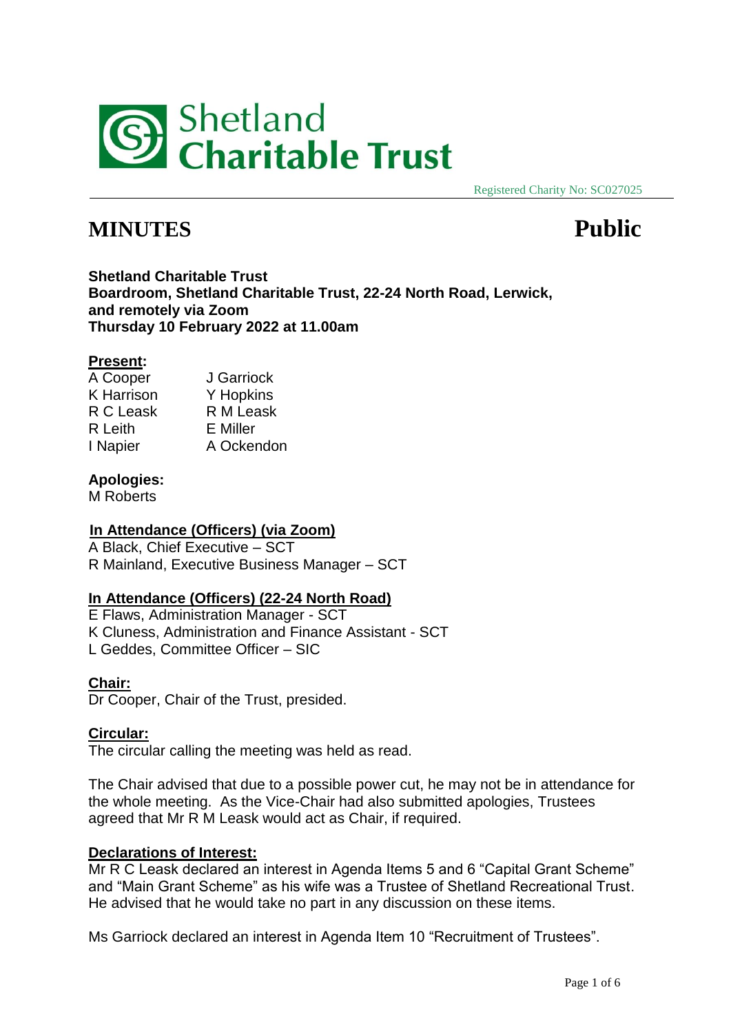# Shetland Charitable Trust

Registered Charity No: SC027025

# MINUTES

# Public

**Shetland Charitable Trust**
**Boardroom, Shetland Charitable Trust, 22-24 North Road, Lerwick, and remotely via Zoom**
**Thursday 10 February 2022 at 11.00am**

**Present:**

| | |
|---|---|
| A Cooper | J Garriock |
| K Harrison | Y Hopkins |
| R C Leask | R M Leask |
| R Leith | E Miller |
| I Napier | A Ockendon |

**Apologies:**
M Roberts

**In Attendance (Officers) (via Zoom)**
A Black, Chief Executive – SCT
R Mainland, Executive Business Manager – SCT

**In Attendance (Officers) (22-24 North Road)**
E Flaws, Administration Manager - SCT
K Cluness, Administration and Finance Assistant - SCT
L Geddes, Committee Officer – SIC

**Chair:**
Dr Cooper, Chair of the Trust, presided.

**Circular:**
The circular calling the meeting was held as read.

The Chair advised that due to a possible power cut, he may not be in attendance for the whole meeting. As the Vice-Chair had also submitted apologies, Trustees agreed that Mr R M Leask would act as Chair, if required.

**Declarations of Interest:**
Mr R C Leask declared an interest in Agenda Items 5 and 6 "Capital Grant Scheme" and "Main Grant Scheme" as his wife was a Trustee of Shetland Recreational Trust. He advised that he would take no part in any discussion on these items.

Ms Garriock declared an interest in Agenda Item 10 "Recruitment of Trustees".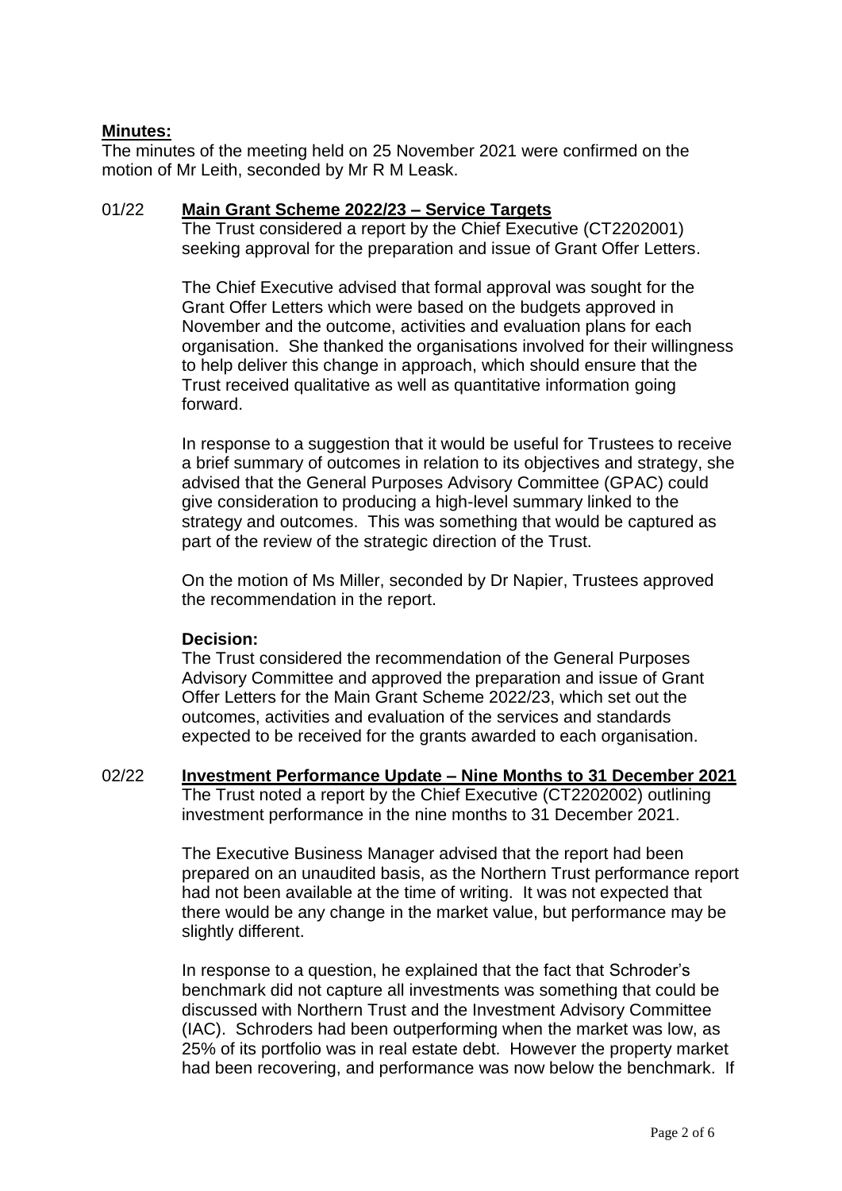**Minutes:**

The minutes of the meeting held on 25 November 2021 were confirmed on the motion of Mr Leith, seconded by Mr R M Leask.

01/22 **Main Grant Scheme 2022/23 – Service Targets**

The Trust considered a report by the Chief Executive (CT2202001) seeking approval for the preparation and issue of Grant Offer Letters.

The Chief Executive advised that formal approval was sought for the Grant Offer Letters which were based on the budgets approved in November and the outcome, activities and evaluation plans for each organisation. She thanked the organisations involved for their willingness to help deliver this change in approach, which should ensure that the Trust received qualitative as well as quantitative information going forward.

In response to a suggestion that it would be useful for Trustees to receive a brief summary of outcomes in relation to its objectives and strategy, she advised that the General Purposes Advisory Committee (GPAC) could give consideration to producing a high-level summary linked to the strategy and outcomes. This was something that would be captured as part of the review of the strategic direction of the Trust.

On the motion of Ms Miller, seconded by Dr Napier, Trustees approved the recommendation in the report.

**Decision:**

The Trust considered the recommendation of the General Purposes Advisory Committee and approved the preparation and issue of Grant Offer Letters for the Main Grant Scheme 2022/23, which set out the outcomes, activities and evaluation of the services and standards expected to be received for the grants awarded to each organisation.

02/22 **Investment Performance Update – Nine Months to 31 December 2021**

The Trust noted a report by the Chief Executive (CT2202002) outlining investment performance in the nine months to 31 December 2021.

The Executive Business Manager advised that the report had been prepared on an unaudited basis, as the Northern Trust performance report had not been available at the time of writing. It was not expected that there would be any change in the market value, but performance may be slightly different.

In response to a question, he explained that the fact that Schroder's benchmark did not capture all investments was something that could be discussed with Northern Trust and the Investment Advisory Committee (IAC). Schroders had been outperforming when the market was low, as 25% of its portfolio was in real estate debt. However the property market had been recovering, and performance was now below the benchmark. If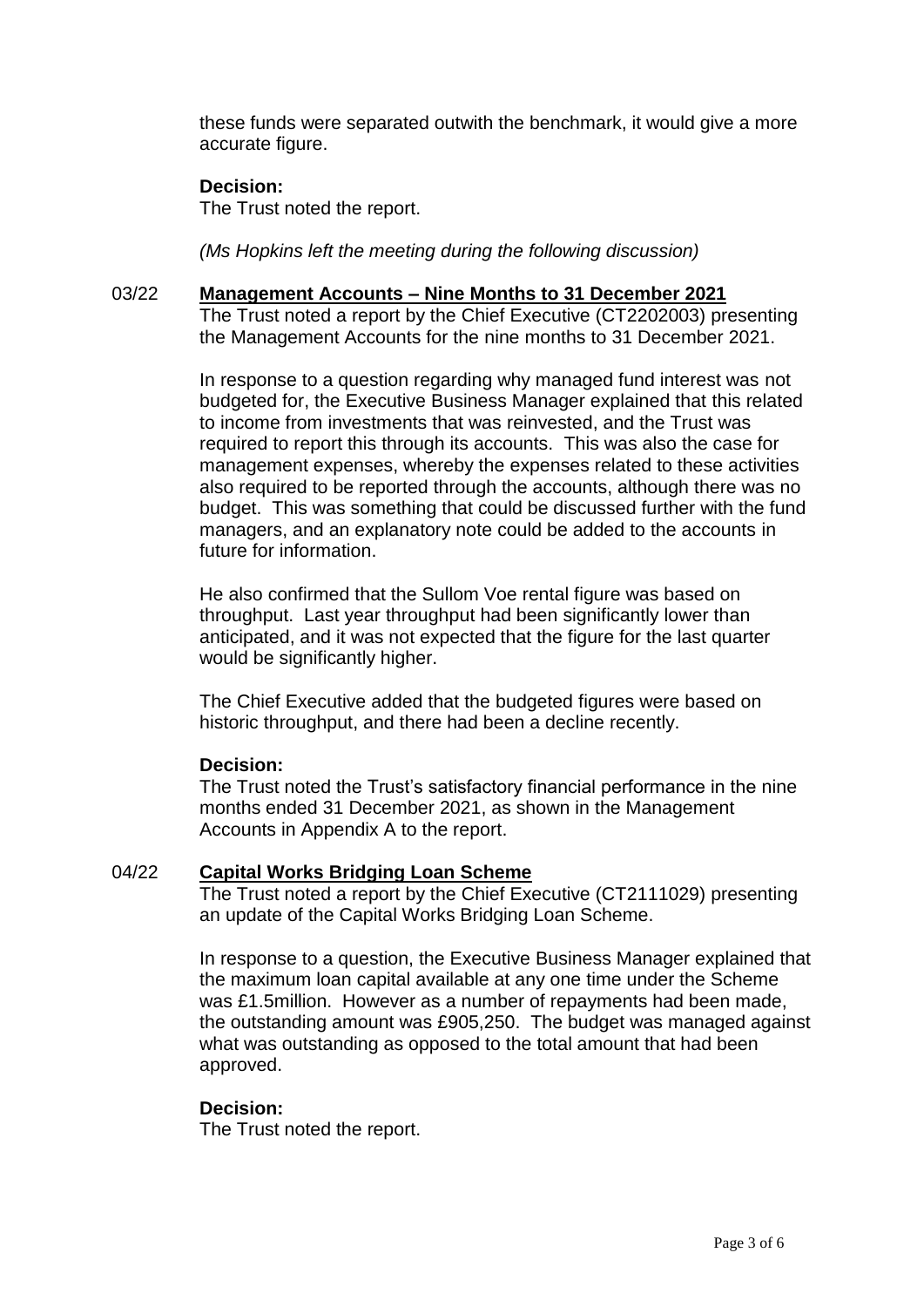these funds were separated outwith the benchmark, it would give a more accurate figure.

**Decision:**

The Trust noted the report.

*(Ms Hopkins left the meeting during the following discussion)*

03/22 **Management Accounts – Nine Months to 31 December 2021**

The Trust noted a report by the Chief Executive (CT2202003) presenting the Management Accounts for the nine months to 31 December 2021.

In response to a question regarding why managed fund interest was not budgeted for, the Executive Business Manager explained that this related to income from investments that was reinvested, and the Trust was required to report this through its accounts. This was also the case for management expenses, whereby the expenses related to these activities also required to be reported through the accounts, although there was no budget. This was something that could be discussed further with the fund managers, and an explanatory note could be added to the accounts in future for information.

He also confirmed that the Sullom Voe rental figure was based on throughput. Last year throughput had been significantly lower than anticipated, and it was not expected that the figure for the last quarter would be significantly higher.

The Chief Executive added that the budgeted figures were based on historic throughput, and there had been a decline recently.

**Decision:**

The Trust noted the Trust's satisfactory financial performance in the nine months ended 31 December 2021, as shown in the Management Accounts in Appendix A to the report.

04/22 **Capital Works Bridging Loan Scheme**

The Trust noted a report by the Chief Executive (CT2111029) presenting an update of the Capital Works Bridging Loan Scheme.

In response to a question, the Executive Business Manager explained that the maximum loan capital available at any one time under the Scheme was £1.5million. However as a number of repayments had been made, the outstanding amount was £905,250. The budget was managed against what was outstanding as opposed to the total amount that had been approved.

**Decision:**

The Trust noted the report.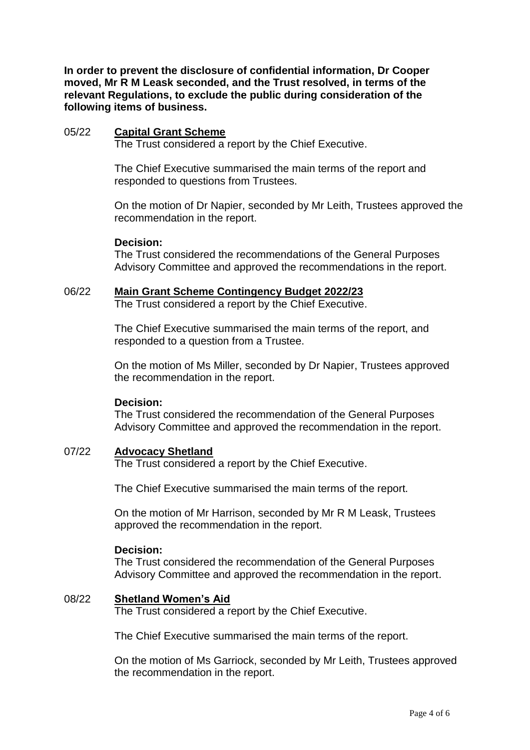**In order to prevent the disclosure of confidential information, Dr Cooper moved, Mr R M Leask seconded, and the Trust resolved, in terms of the relevant Regulations, to exclude the public during consideration of the following items of business.**

05/22 **Capital Grant Scheme**

The Trust considered a report by the Chief Executive.

The Chief Executive summarised the main terms of the report and responded to questions from Trustees.

On the motion of Dr Napier, seconded by Mr Leith, Trustees approved the recommendation in the report.

**Decision:**
The Trust considered the recommendations of the General Purposes Advisory Committee and approved the recommendations in the report.

06/22 **Main Grant Scheme Contingency Budget 2022/23**

The Trust considered a report by the Chief Executive.

The Chief Executive summarised the main terms of the report, and responded to a question from a Trustee.

On the motion of Ms Miller, seconded by Dr Napier, Trustees approved the recommendation in the report.

**Decision:**
The Trust considered the recommendation of the General Purposes Advisory Committee and approved the recommendation in the report.

07/22 **Advocacy Shetland**

The Trust considered a report by the Chief Executive.

The Chief Executive summarised the main terms of the report.

On the motion of Mr Harrison, seconded by Mr R M Leask, Trustees approved the recommendation in the report.

**Decision:**
The Trust considered the recommendation of the General Purposes Advisory Committee and approved the recommendation in the report.

08/22 **Shetland Women's Aid**

The Trust considered a report by the Chief Executive.

The Chief Executive summarised the main terms of the report.

On the motion of Ms Garriock, seconded by Mr Leith, Trustees approved the recommendation in the report.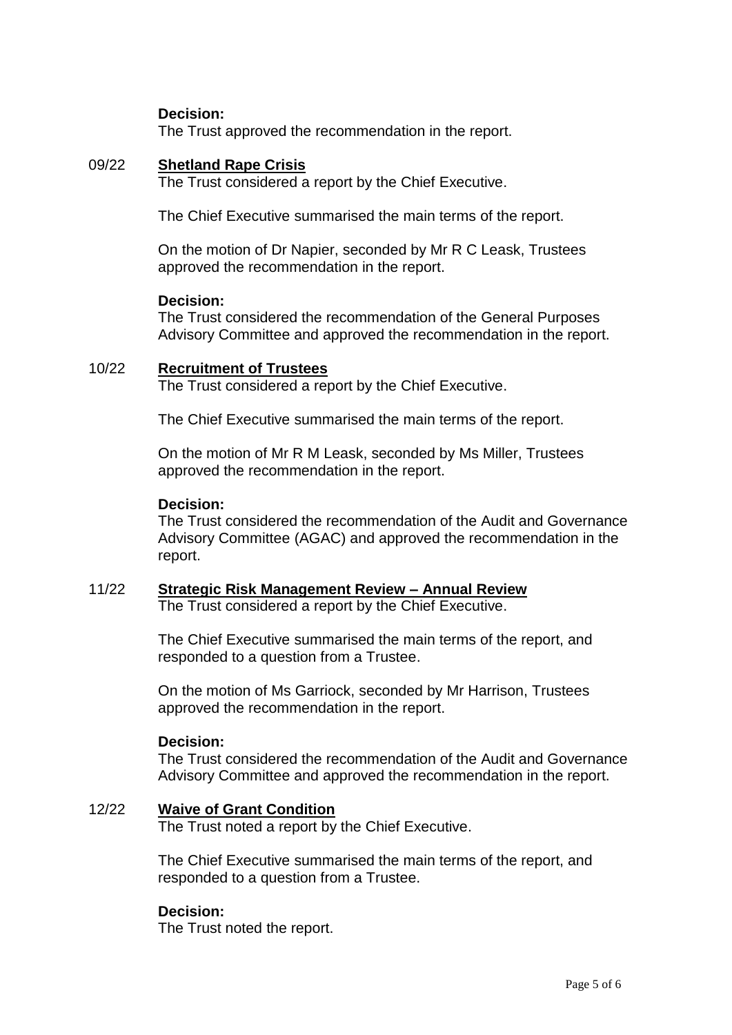**Decision:**
The Trust approved the recommendation in the report.

09/22 **Shetland Rape Crisis**

The Trust considered a report by the Chief Executive.

The Chief Executive summarised the main terms of the report.

On the motion of Dr Napier, seconded by Mr R C Leask, Trustees approved the recommendation in the report.

**Decision:**
The Trust considered the recommendation of the General Purposes Advisory Committee and approved the recommendation in the report.

10/22 **Recruitment of Trustees**

The Trust considered a report by the Chief Executive.

The Chief Executive summarised the main terms of the report.

On the motion of Mr R M Leask, seconded by Ms Miller, Trustees approved the recommendation in the report.

**Decision:**
The Trust considered the recommendation of the Audit and Governance Advisory Committee (AGAC) and approved the recommendation in the report.

11/22 **Strategic Risk Management Review – Annual Review**

The Trust considered a report by the Chief Executive.

The Chief Executive summarised the main terms of the report, and responded to a question from a Trustee.

On the motion of Ms Garriock, seconded by Mr Harrison, Trustees approved the recommendation in the report.

**Decision:**
The Trust considered the recommendation of the Audit and Governance Advisory Committee and approved the recommendation in the report.

12/22 **Waive of Grant Condition**

The Trust noted a report by the Chief Executive.

The Chief Executive summarised the main terms of the report, and responded to a question from a Trustee.

**Decision:**
The Trust noted the report.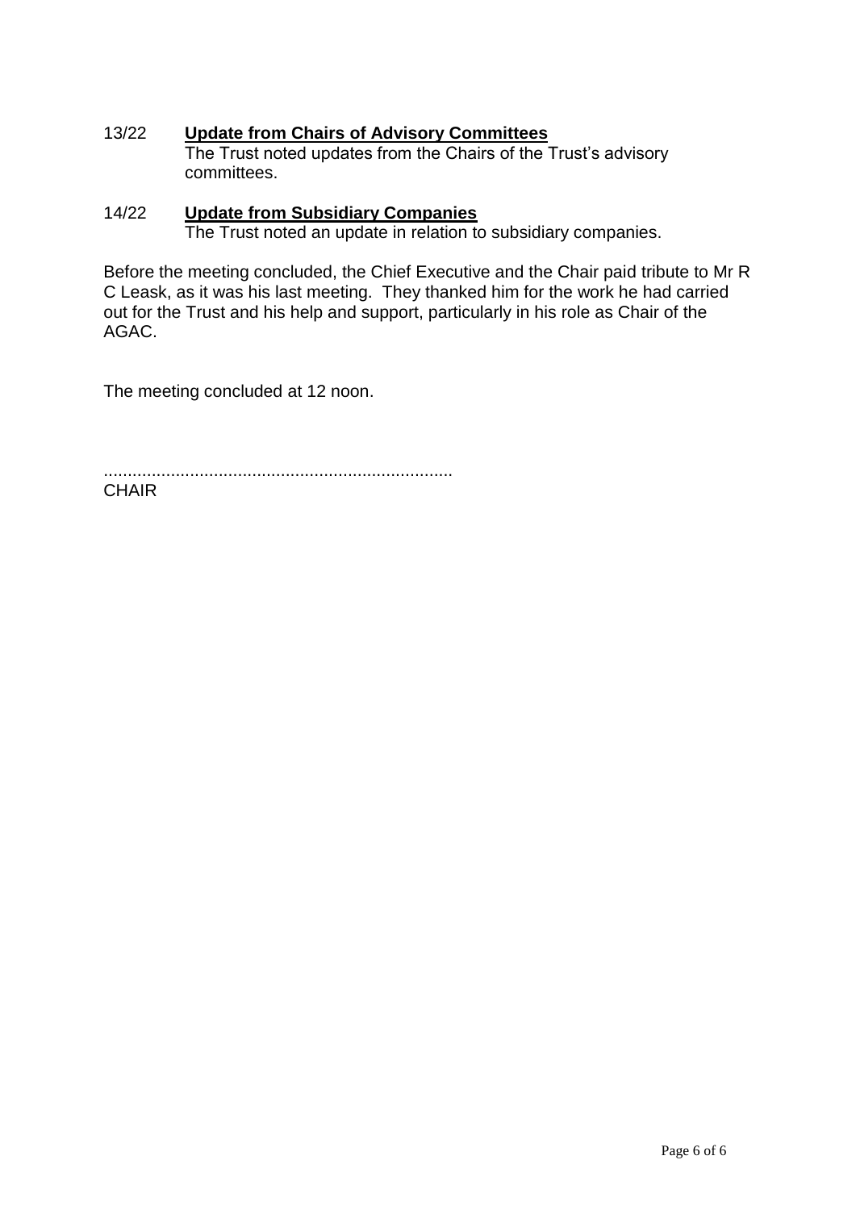13/22 **Update from Chairs of Advisory Committees**
The Trust noted updates from the Chairs of the Trust's advisory committees.

14/22 **Update from Subsidiary Companies**
The Trust noted an update in relation to subsidiary companies.

Before the meeting concluded, the Chief Executive and the Chair paid tribute to Mr R C Leask, as it was his last meeting. They thanked him for the work he had carried out for the Trust and his help and support, particularly in his role as Chair of the AGAC.

The meeting concluded at 12 noon.

........................................................................
CHAIR